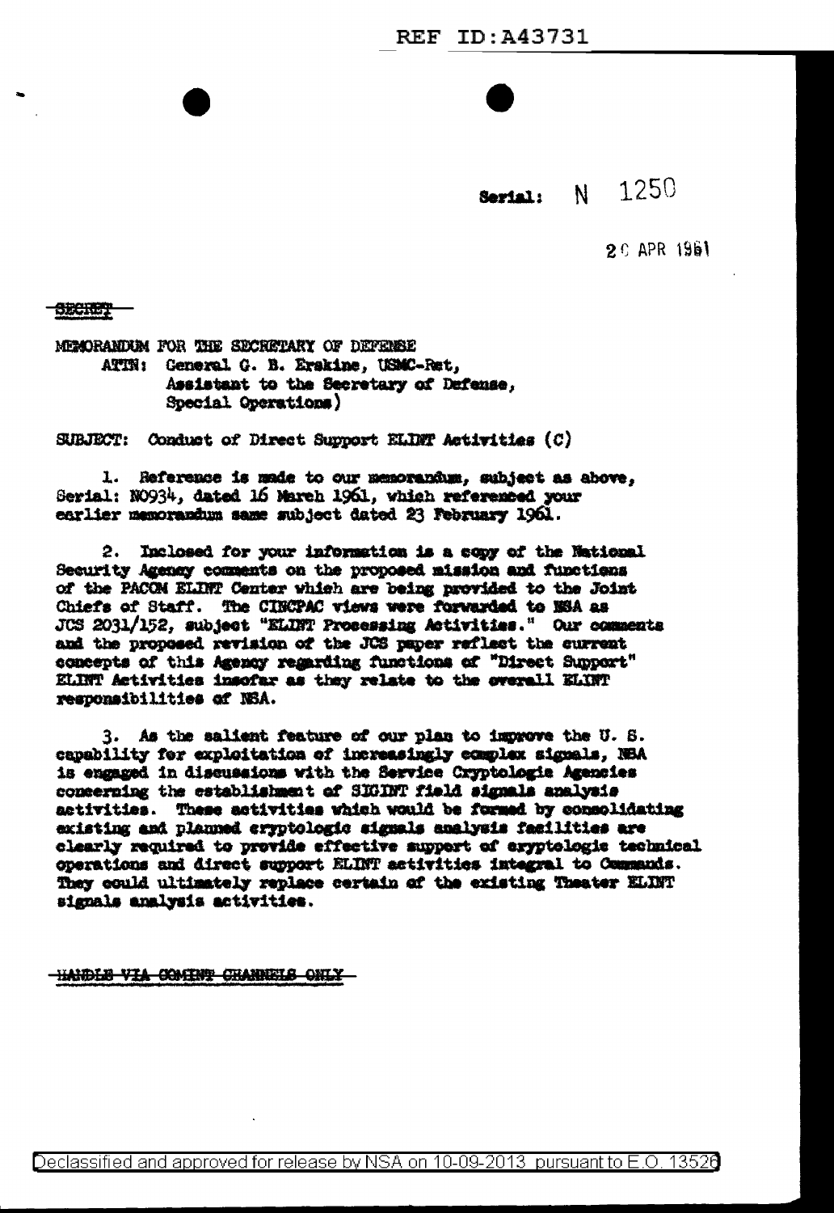REF ID:A43731

Serial: N 1250

20 APR 1961

~~SECRET~~

MEMORANDUM FOR THE SECRETARY OF DEFENSE
ATTN: General G. B. Erskine, USMC-Ret,
Assistant to the Secretary of Defense,
Special Operations)

SUBJECT: Conduct of Direct Support ELINT Activities (C)

1. Reference is made to our memorandum, subject as above, Serial: N0934, dated 16 March 1961, which referenced your earlier memorandum same subject dated 23 February 1961.

2. Inclosed for your information is a copy of the National Security Agency comments on the proposed mission and functions of the PACOM ELINT Center which are being provided to the Joint Chiefs of Staff. The CINCPAC views were forwarded to NSA as JCS 2031/152, subject "ELINT Processing Activities." Our comments and the proposed revision of the JCS paper reflect the current concepts of this Agency regarding functions of "Direct Support" ELINT Activities insofar as they relate to the overall ELINT responsibilities of NSA.

3. As the salient feature of our plan to improve the U. S. capability for exploitation of increasingly complex signals, NSA is engaged in discussions with the Service Cryptologic Agencies concerning the establishment of SIGINT field signals analysis activities. These activities which would be formed by consolidating existing and planned cryptologic signals analysis facilities are clearly required to provide effective support of cryptologic technical operations and direct support ELINT activities integral to Commands. They could ultimately replace certain of the existing Theater ELINT signals analysis activities.

~~HANDLE VIA COMINT CHANNELS ONLY~~

Declassified and approved for release by NSA on 10-09-2013 pursuant to E.O. 13526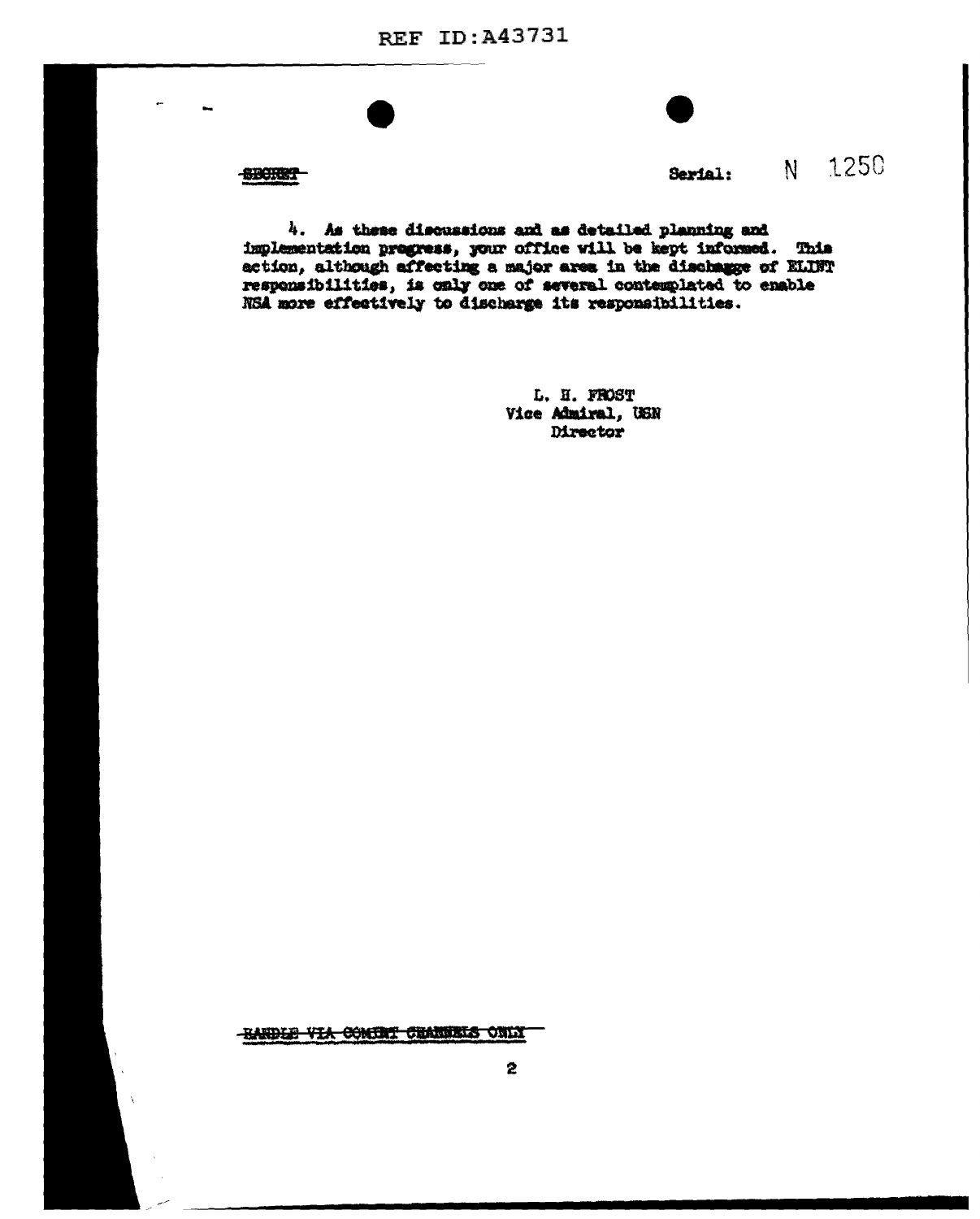~~SECRET~~

Serial: N 1250

4. As these discussions and as detailed planning and implementation progress, your office will be kept informed. This action, although affecting a major area in the dischagge of ELINT responsibilities, is only one of several contemplated to enable NSA more effectively to discharge its responsibilities.

L. H. FROST
Vice Admiral, USN
Director

~~HANDLE VIA COMINT CHANNELS ONLY~~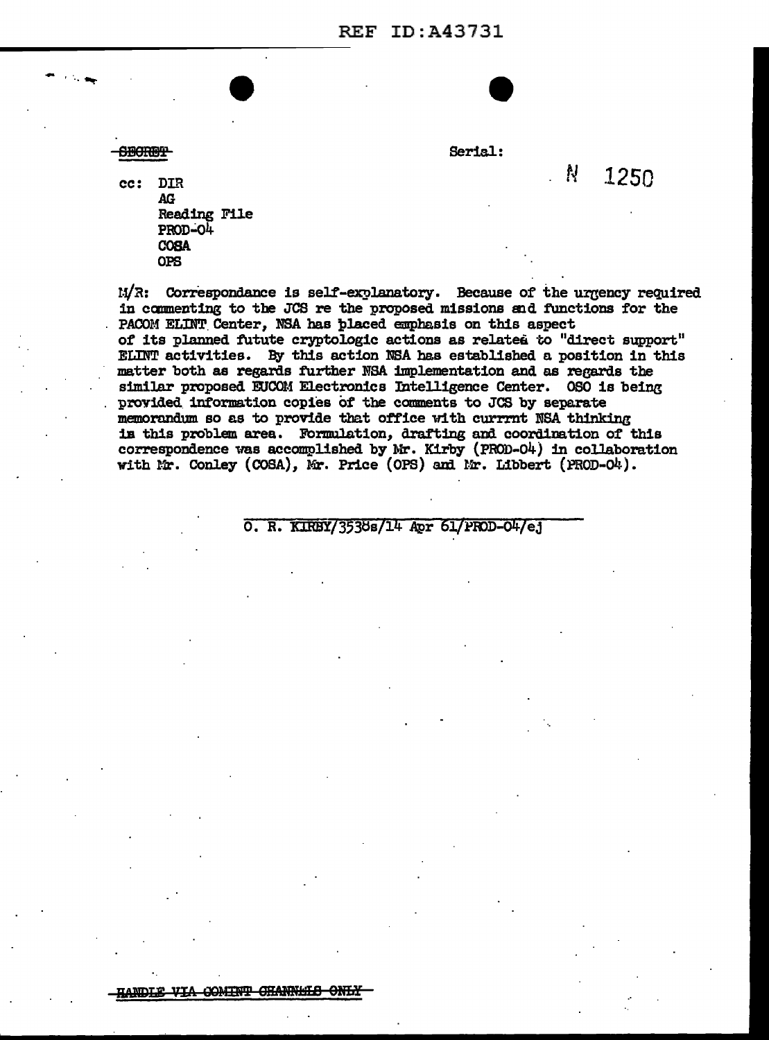~~SECRET~~

Serial: N 1250

cc: DIR
AG
Reading File
PROD-04
COSA
OPS

M/R: Correspondance is self-explanatory. Because of the urgency required in commenting to the JCS re the proposed missions and functions for the PACOM ELINT Center, NSA has placed emphasis on this aspect of its planned futute cryptologic actions as related to "direct support" ELINT activities. By this action NSA has established a position in this matter both as regards further NSA implementation and as regards the similar proposed EUCOM Electronics Intelligence Center. OSO is being provided information copies of the comments to JCS by separate memorandum so as to provide that office with currrnt NSA thinking in this problem area. Formulation, drafting and coordination of this correspondence was accomplished by Mr. Kirby (PROD-04) in collaboration with Mr. Conley (COSA), Mr. Price (OPS) and Mr. Libbert (PROD-04).

O. R. KIRBY/3538s/14 Apr 61/PROD-04/ej

~~HANDLE VIA COMINT CHANNELS ONLY~~